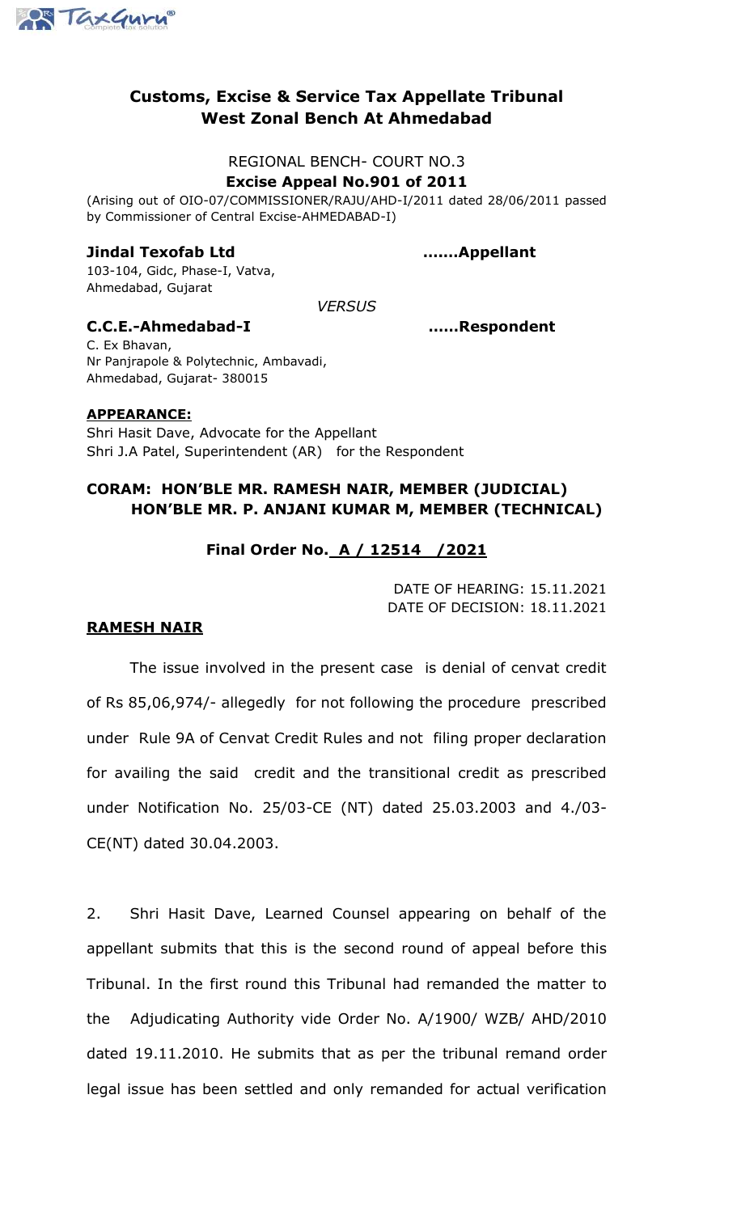# Customs, Excise & Service Tax Appellate Tribunal
# West Zonal Bench At Ahmedabad

REGIONAL BENCH- COURT NO.3

**Excise Appeal No.901 of 2011**

(Arising out of OIO-07/COMMISSIONER/RAJU/AHD-I/2011 dated 28/06/2011 passed by Commissioner of Central Excise-AHMEDABAD-I)

**Jindal Texofab Ltd** **.......Appellant**

103-104, Gidc, Phase-I, Vatva,
Ahmedabad, Gujarat

*VERSUS*

**C.C.E.-Ahmedabad-I** **......Respondent**

C. Ex Bhavan,
Nr Panjrapole & Polytechnic, Ambavadi,
Ahmedabad, Gujarat- 380015

**APPEARANCE:**

Shri Hasit Dave, Advocate for the Appellant
Shri J.A Patel, Superintendent (AR) for the Respondent

**CORAM: HON'BLE MR. RAMESH NAIR, MEMBER (JUDICIAL)**
**HON'BLE MR. P. ANJANI KUMAR M, MEMBER (TECHNICAL)**

**Final Order No. A / 12514 /2021**

DATE OF HEARING: 15.11.2021
DATE OF DECISION: 18.11.2021

**RAMESH NAIR**

The issue involved in the present case is denial of cenvat credit of Rs 85,06,974/- allegedly for not following the procedure prescribed under Rule 9A of Cenvat Credit Rules and not filing proper declaration for availing the said credit and the transitional credit as prescribed under Notification No. 25/03-CE (NT) dated 25.03.2003 and 4./03-CE(NT) dated 30.04.2003.

2. Shri Hasit Dave, Learned Counsel appearing on behalf of the appellant submits that this is the second round of appeal before this Tribunal. In the first round this Tribunal had remanded the matter to the Adjudicating Authority vide Order No. A/1900/ WZB/ AHD/2010 dated 19.11.2010. He submits that as per the tribunal remand order legal issue has been settled and only remanded for actual verification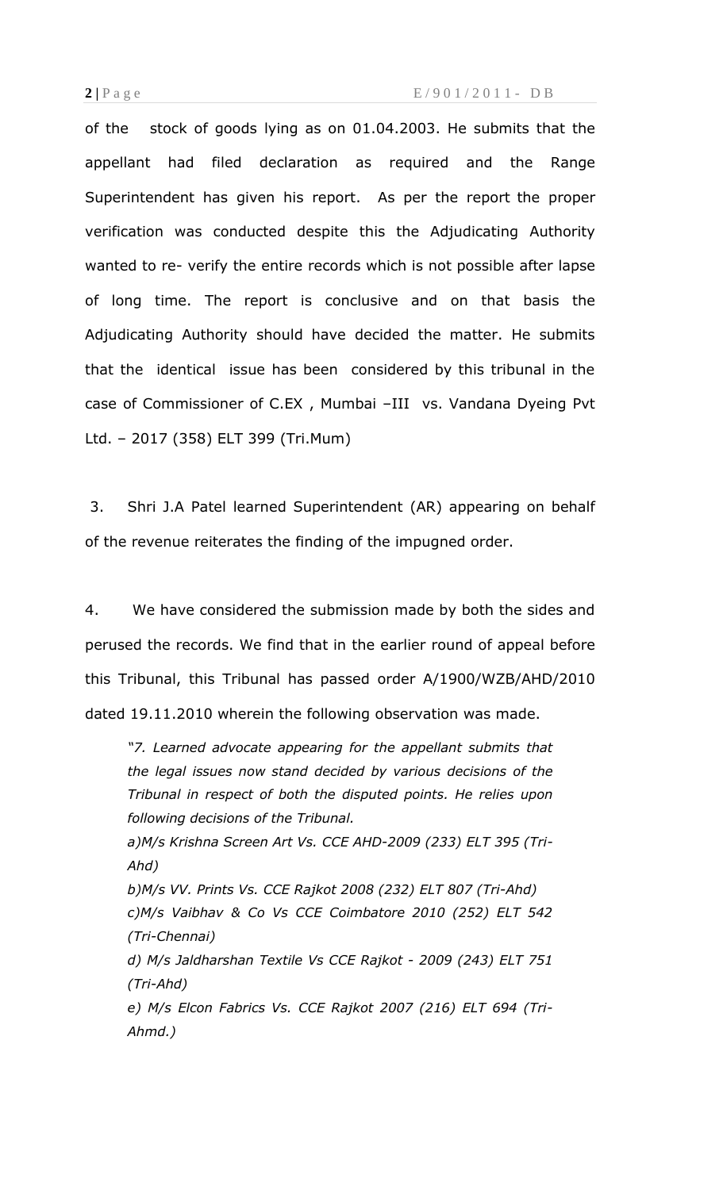of the stock of goods lying as on 01.04.2003. He submits that the appellant had filed declaration as required and the Range Superintendent has given his report. As per the report the proper verification was conducted despite this the Adjudicating Authority wanted to re- verify the entire records which is not possible after lapse of long time. The report is conclusive and on that basis the Adjudicating Authority should have decided the matter. He submits that the identical issue has been considered by this tribunal in the case of Commissioner of C.EX , Mumbai –III vs. Vandana Dyeing Pvt Ltd. – 2017 (358) ELT 399 (Tri.Mum)

3. Shri J.A Patel learned Superintendent (AR) appearing on behalf of the revenue reiterates the finding of the impugned order.

4. We have considered the submission made by both the sides and perused the records. We find that in the earlier round of appeal before this Tribunal, this Tribunal has passed order A/1900/WZB/AHD/2010 dated 19.11.2010 wherein the following observation was made.

> *"7. Learned advocate appearing for the appellant submits that the legal issues now stand decided by various decisions of the Tribunal in respect of both the disputed points. He relies upon following decisions of the Tribunal.*
>
> *a)M/s Krishna Screen Art Vs. CCE AHD-2009 (233) ELT 395 (Tri-Ahd)*
>
> *b)M/s VV. Prints Vs. CCE Rajkot 2008 (232) ELT 807 (Tri-Ahd)*
>
> *c)M/s Vaibhav & Co Vs CCE Coimbatore 2010 (252) ELT 542 (Tri-Chennai)*
>
> *d) M/s Jaldharshan Textile Vs CCE Rajkot - 2009 (243) ELT 751 (Tri-Ahd)*
>
> *e) M/s Elcon Fabrics Vs. CCE Rajkot 2007 (216) ELT 694 (Tri-Ahmd.)*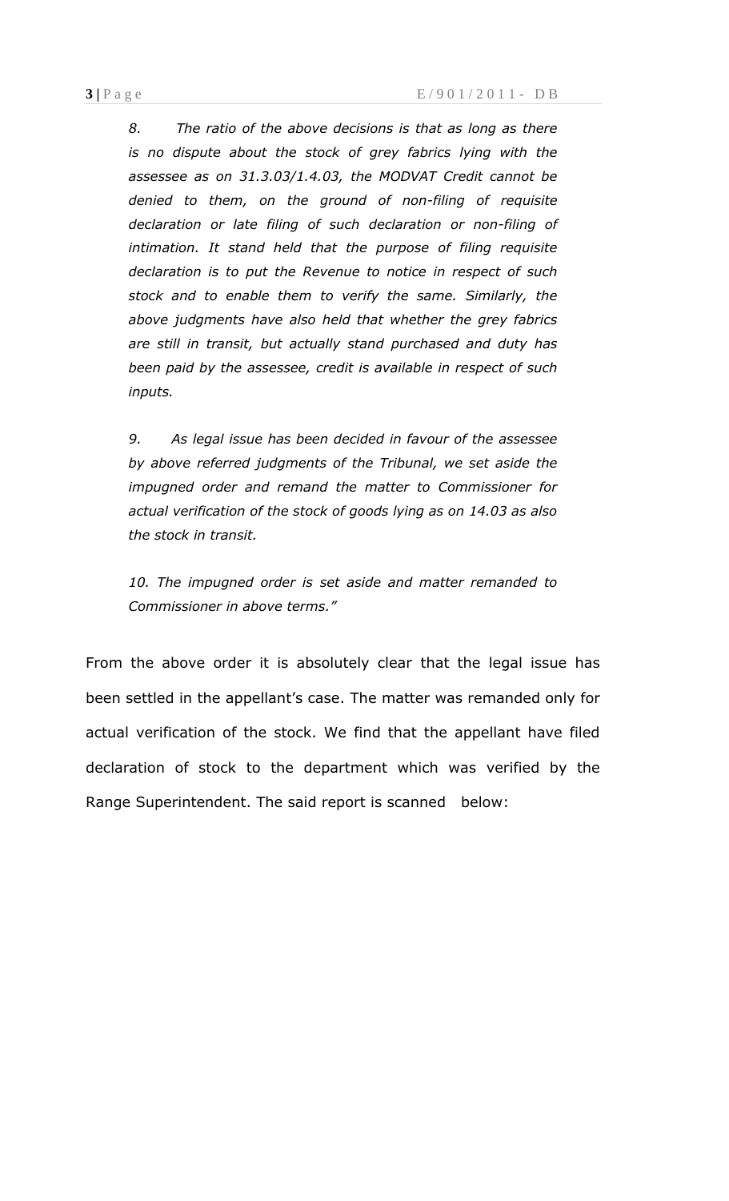*8. The ratio of the above decisions is that as long as there is no dispute about the stock of grey fabrics lying with the assessee as on 31.3.03/1.4.03, the MODVAT Credit cannot be denied to them, on the ground of non-filing of requisite declaration or late filing of such declaration or non-filing of intimation. It stand held that the purpose of filing requisite declaration is to put the Revenue to notice in respect of such stock and to enable them to verify the same. Similarly, the above judgments have also held that whether the grey fabrics are still in transit, but actually stand purchased and duty has been paid by the assessee, credit is available in respect of such inputs.*

*9. As legal issue has been decided in favour of the assessee by above referred judgments of the Tribunal, we set aside the impugned order and remand the matter to Commissioner for actual verification of the stock of goods lying as on 14.03 as also the stock in transit.*

*10. The impugned order is set aside and matter remanded to Commissioner in above terms."*

From the above order it is absolutely clear that the legal issue has been settled in the appellant's case. The matter was remanded only for actual verification of the stock. We find that the appellant have filed declaration of stock to the department which was verified by the Range Superintendent. The said report is scanned below: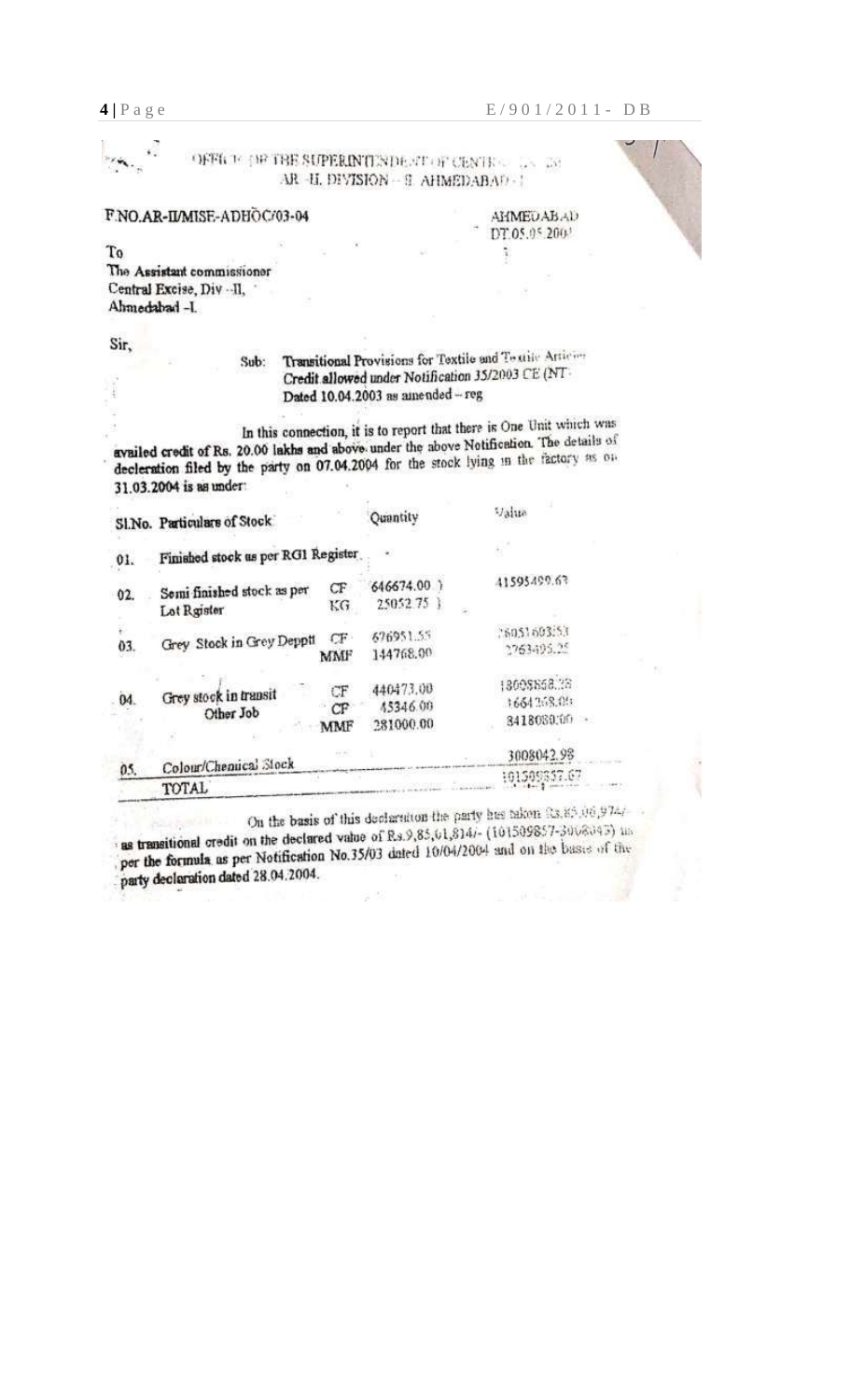OFFICE OF THE SUPERINTENDENT OF CENTRAL ... AR -II, DIVISION - II AHMEDABAD - I

F.NO.AR-II/MISE-ADHOC/03-04

AHMEDABAD
DT.05.05.2004

To
The Assistant commissioner
Central Excise, Div - II,
Ahmedabad -I.

Sir,

Sub: **Transitional Provisions for Textile and Textile Articles Credit allowed under Notification 35/2003 CE (NT) Dated 10.04.2003 as amended – reg**

In this connection, it is to report that there is One Unit which was **availed credit of Rs. 20.00 lakhs and above under the above Notification.** The details of **declaration filed by the party on 07.04.2004** for the stock lying in the factory as on **31.03.2004 is as under:**

| Sl.No. | Particulars of Stock | | Quantity | Value |
|---|---|---|---|---|
| 01. | Finished stock as per RG1 Register | | | |
| 02. | Semi finished stock as per Lot Rgister | CF<br>KG | 646674.00<br>25052.75 | 41595499.63 |
| 03. | Grey Stock in Grey Deptt | CF<br>MMF | 676951.55<br>144768.00 | 26051603.53<br>2763495.25 |
| 04. | Grey stock in transit<br>Other Job | CF<br>CF<br>MMF | 440473.00<br>45346.00<br>281000.00 | 18008858.28<br>1664368.00<br>8418080.00 |
| 05. | Colour/Chemical Stock | | | 3008042.98 |
| | TOTAL | | | 101509857.67 |

On the basis of this declaration the party has taken Rs.85,06,974/- as transitional credit on the declared value of Rs.9,85,01,814/- (101509857-3008043) as per the formula as per Notification No.35/03 dated 10/04/2004 and on the basis of the party declaration dated 28.04.2004.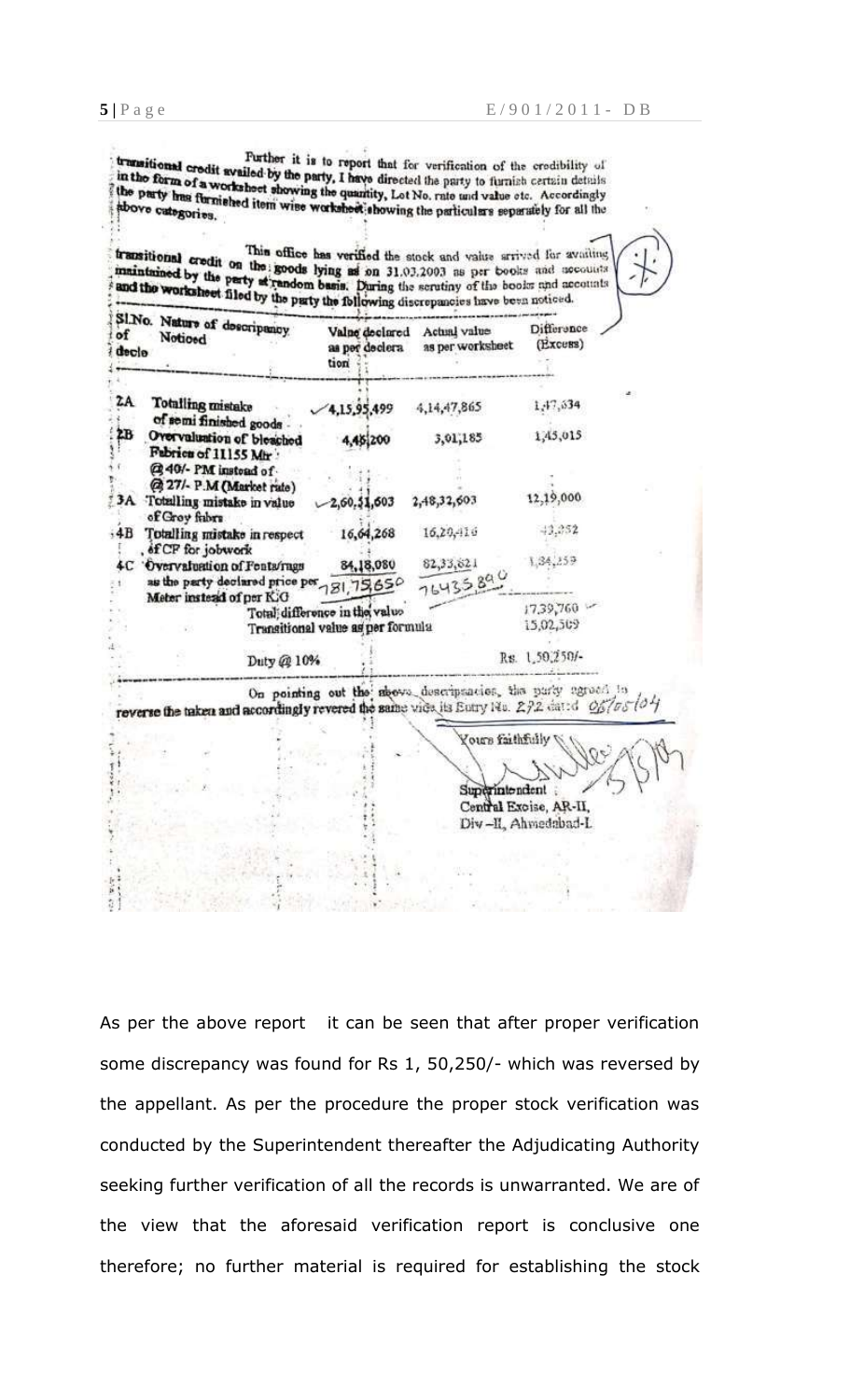Further it is to report that for verification of the credibility of transitional credit availed by the party, I have directed the party to furnish certain details in the form of a worksheet showing the quantity, Lot No. rate and value etc. Accordingly the party has furnished item wise worksheet showing the particulars separately for all the above categories.

This office has verified the stock and value arrived for availing transitional credit on the goods lying as on 31.03.2003 as per books and accounts maintained by the party at random basis. During the scrutiny of the books and accounts and the worksheet filed by the party the following discrepancies have been noticed.

| Sl.No. of declo | Nature of descripancy Noticed | Value declared as per declaration | Actual value as per worksheet | Difference (Excess) |
|---|---|---|---|---|
| 2A | Totalling mistake of semi finished goods | 4,15,95,499 | 4,14,47,865 | 1,47,634 |
| 2B | Overvaluation of bleached Fabrics of 11155 Mtr @ 40/- PM instead of @ 27/- P.M (Market rate) | 4,46,200 | 3,01,185 | 1,45,015 |
| 3A | Totalling mistake in value of Grey fabrs | 2,60,51,603 | 2,48,32,603 | 12,19,000 |
| 4B | Totalling mistake in respect of CF for jobwork | 16,64,268 | 16,20,416 | 43,852 |
| 4C | Overvaluation of Fents/rags as the party declared price per Meter instead of per KG | 84,18,080 | 82,33,821 | 1,84,259 |
| | | 781,75,650 | 76435890 | |
| | Total difference in the value | | | 17,39,760 |
| | Transitional value as per formula | | | 15,02,509 |
| | Duty @ 10% | | | Rs. 1,50,250/- |

On pointing out the above descripancies, the party agreed to reverse the taken and accordingly revered the same vide its Entry No. 292 dated 05/05/04

Yours faithfully

Superintendent
Central Excise, AR-II,
Div –II, Ahmedabad-I.

As per the above report it can be seen that after proper verification some discrepancy was found for Rs 1, 50,250/- which was reversed by the appellant. As per the procedure the proper stock verification was conducted by the Superintendent thereafter the Adjudicating Authority seeking further verification of all the records is unwarranted. We are of the view that the aforesaid verification report is conclusive one therefore; no further material is required for establishing the stock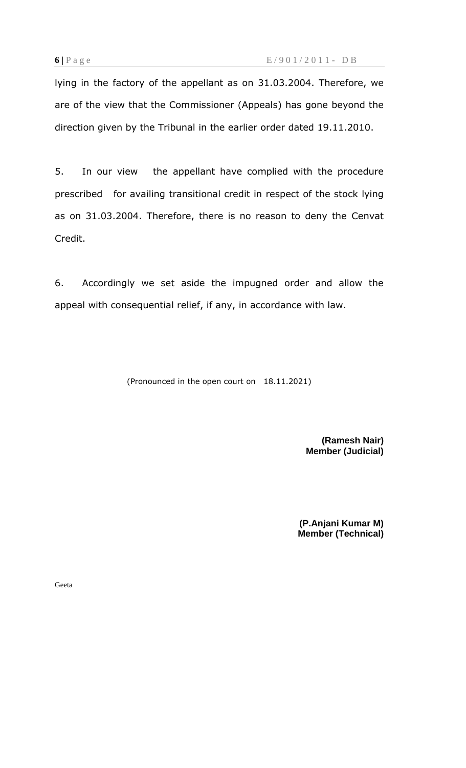lying in the factory of the appellant as on 31.03.2004. Therefore, we are of the view that the Commissioner (Appeals) has gone beyond the direction given by the Tribunal in the earlier order dated 19.11.2010.

5. In our view the appellant have complied with the procedure prescribed for availing transitional credit in respect of the stock lying as on 31.03.2004. Therefore, there is no reason to deny the Cenvat Credit.

6. Accordingly we set aside the impugned order and allow the appeal with consequential relief, if any, in accordance with law.

(Pronounced in the open court on 18.11.2021)

**(Ramesh Nair)**
**Member (Judicial)**

**(P.Anjani Kumar M)**
**Member (Technical)**

Geeta